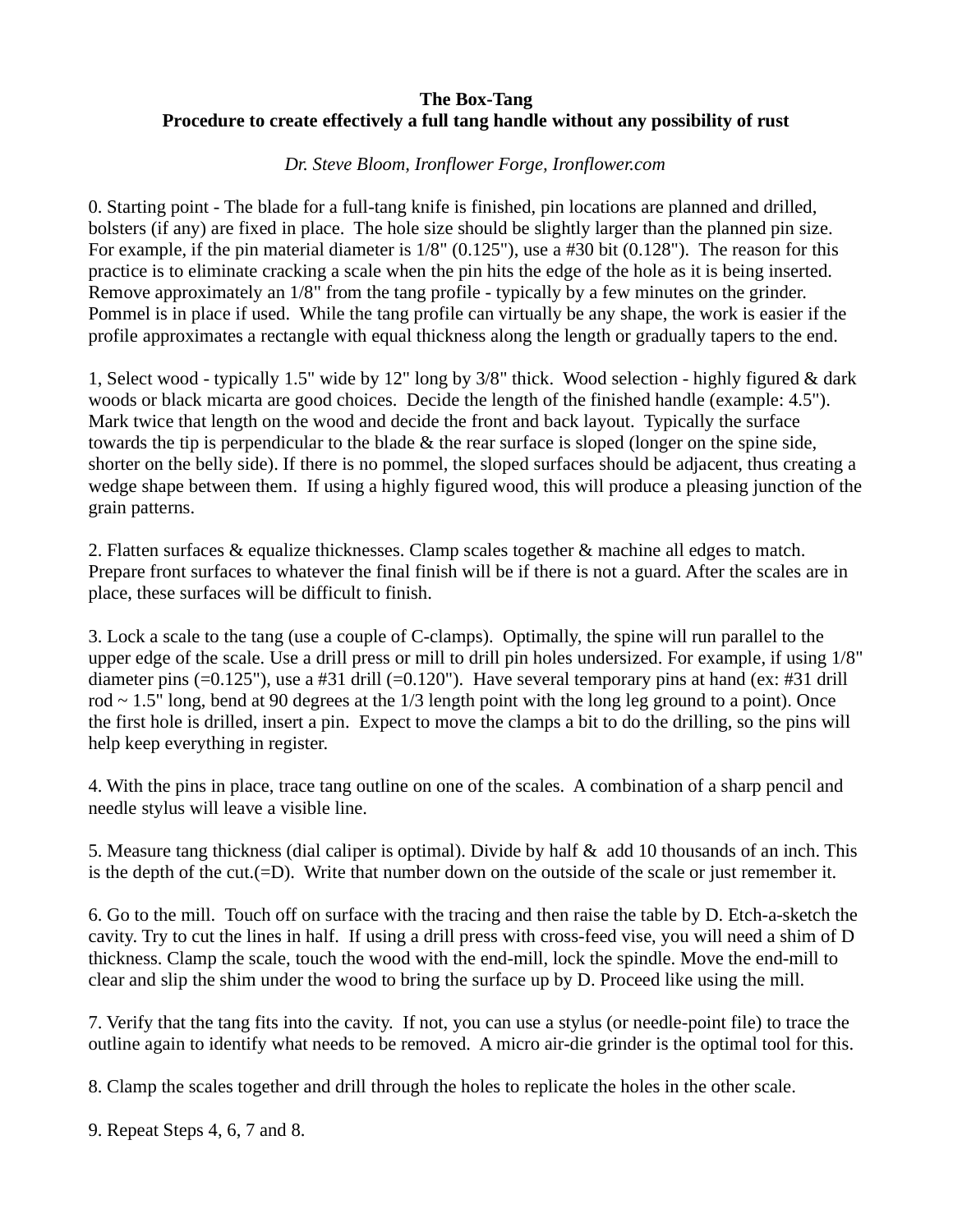**The Box-Tang**
**Procedure to create effectively a full tang handle without any possibility of rust**

*Dr. Steve Bloom, Ironflower Forge, Ironflower.com*

0. Starting point - The blade for a full-tang knife is finished, pin locations are planned and drilled, bolsters (if any) are fixed in place. The hole size should be slightly larger than the planned pin size. For example, if the pin material diameter is 1/8" (0.125"), use a #30 bit (0.128"). The reason for this practice is to eliminate cracking a scale when the pin hits the edge of the hole as it is being inserted. Remove approximately an 1/8" from the tang profile - typically by a few minutes on the grinder. Pommel is in place if used. While the tang profile can virtually be any shape, the work is easier if the profile approximates a rectangle with equal thickness along the length or gradually tapers to the end.

1, Select wood - typically 1.5" wide by 12" long by 3/8" thick. Wood selection - highly figured & dark woods or black micarta are good choices. Decide the length of the finished handle (example: 4.5"). Mark twice that length on the wood and decide the front and back layout. Typically the surface towards the tip is perpendicular to the blade & the rear surface is sloped (longer on the spine side, shorter on the belly side). If there is no pommel, the sloped surfaces should be adjacent, thus creating a wedge shape between them. If using a highly figured wood, this will produce a pleasing junction of the grain patterns.

2. Flatten surfaces & equalize thicknesses. Clamp scales together & machine all edges to match. Prepare front surfaces to whatever the final finish will be if there is not a guard. After the scales are in place, these surfaces will be difficult to finish.

3. Lock a scale to the tang (use a couple of C-clamps). Optimally, the spine will run parallel to the upper edge of the scale. Use a drill press or mill to drill pin holes undersized. For example, if using 1/8" diameter pins (=0.125"), use a #31 drill (=0.120"). Have several temporary pins at hand (ex: #31 drill rod ~ 1.5" long, bend at 90 degrees at the 1/3 length point with the long leg ground to a point). Once the first hole is drilled, insert a pin. Expect to move the clamps a bit to do the drilling, so the pins will help keep everything in register.

4. With the pins in place, trace tang outline on one of the scales. A combination of a sharp pencil and needle stylus will leave a visible line.

5. Measure tang thickness (dial caliper is optimal). Divide by half & add 10 thousands of an inch. This is the depth of the cut.(=D). Write that number down on the outside of the scale or just remember it.

6. Go to the mill. Touch off on surface with the tracing and then raise the table by D. Etch-a-sketch the cavity. Try to cut the lines in half. If using a drill press with cross-feed vise, you will need a shim of D thickness. Clamp the scale, touch the wood with the end-mill, lock the spindle. Move the end-mill to clear and slip the shim under the wood to bring the surface up by D. Proceed like using the mill.

7. Verify that the tang fits into the cavity. If not, you can use a stylus (or needle-point file) to trace the outline again to identify what needs to be removed. A micro air-die grinder is the optimal tool for this.

8. Clamp the scales together and drill through the holes to replicate the holes in the other scale.

9. Repeat Steps 4, 6, 7 and 8.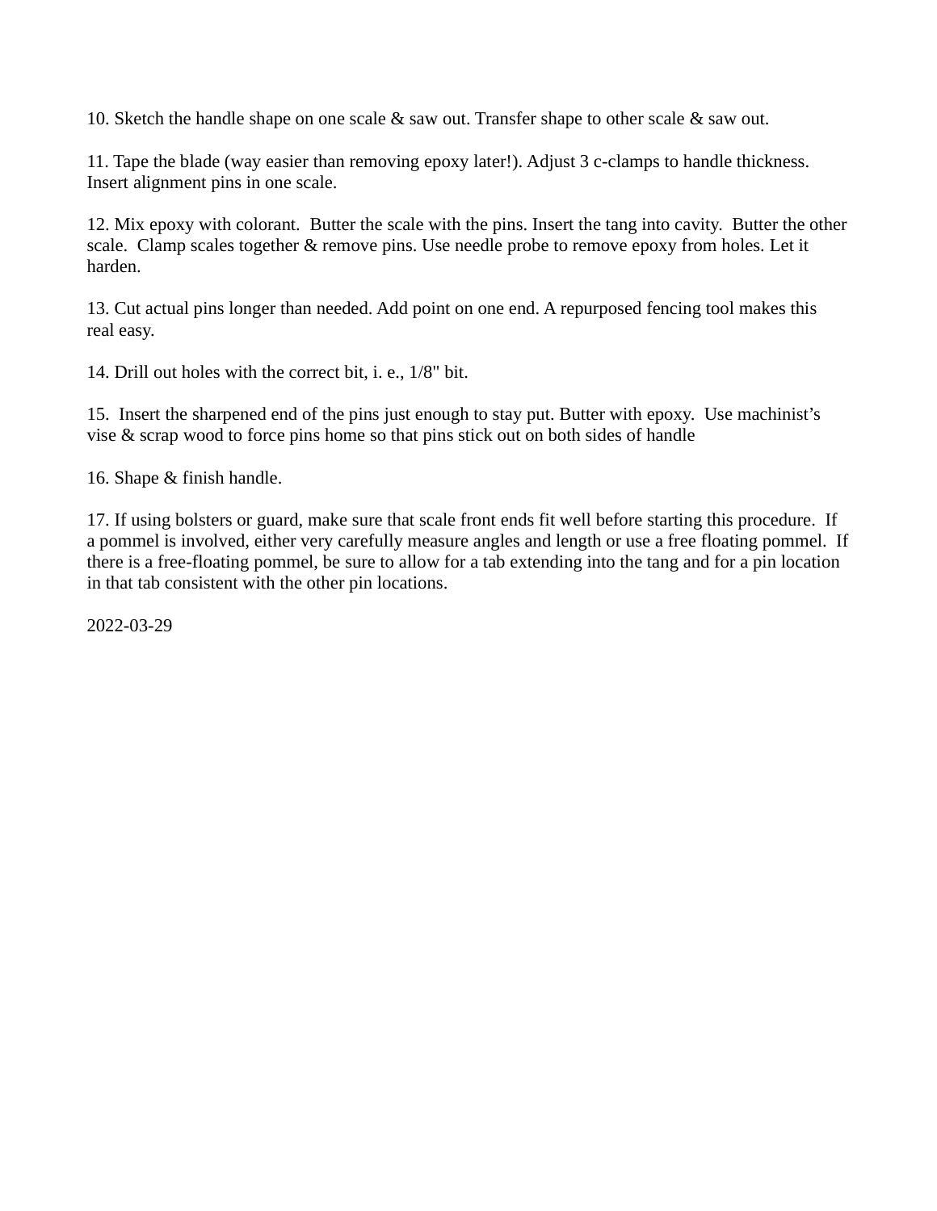10. Sketch the handle shape on one scale & saw out. Transfer shape to other scale & saw out.

11. Tape the blade (way easier than removing epoxy later!). Adjust 3 c-clamps to handle thickness. Insert alignment pins in one scale.

12. Mix epoxy with colorant. Butter the scale with the pins. Insert the tang into cavity. Butter the other scale. Clamp scales together & remove pins. Use needle probe to remove epoxy from holes. Let it harden.

13. Cut actual pins longer than needed. Add point on one end. A repurposed fencing tool makes this real easy.

14. Drill out holes with the correct bit, i. e., 1/8" bit.

15. Insert the sharpened end of the pins just enough to stay put. Butter with epoxy. Use machinist's vise & scrap wood to force pins home so that pins stick out on both sides of handle

16. Shape & finish handle.

17. If using bolsters or guard, make sure that scale front ends fit well before starting this procedure. If a pommel is involved, either very carefully measure angles and length or use a free floating pommel. If there is a free-floating pommel, be sure to allow for a tab extending into the tang and for a pin location in that tab consistent with the other pin locations.

2022-03-29